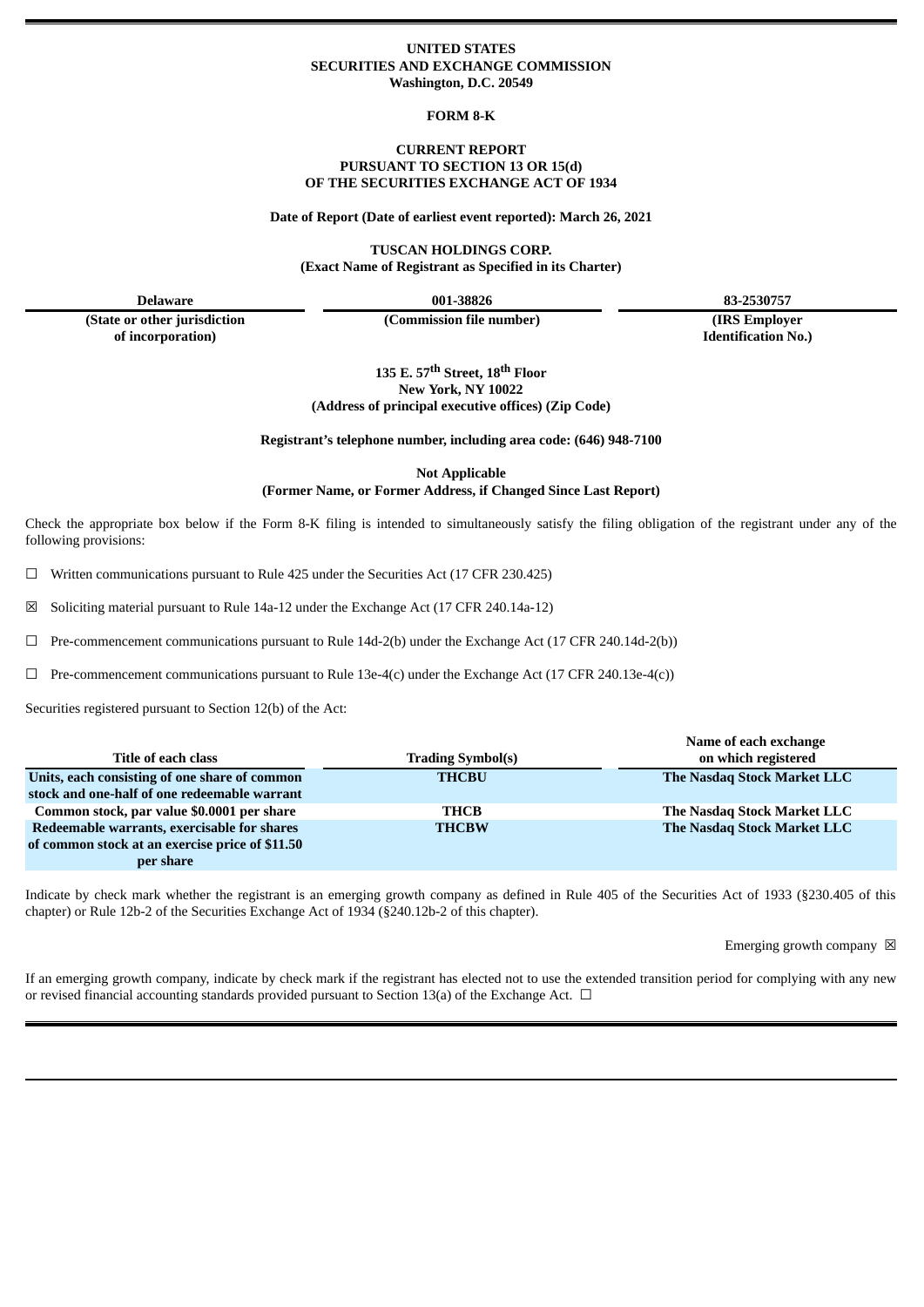**UNITED STATES**
**SECURITIES AND EXCHANGE COMMISSION**
**Washington, D.C. 20549**

**FORM 8-K**

**CURRENT REPORT**
**PURSUANT TO SECTION 13 OR 15(d)**
**OF THE SECURITIES EXCHANGE ACT OF 1934**

**Date of Report (Date of earliest event reported): March 26, 2021**

**TUSCAN HOLDINGS CORP.**
**(Exact Name of Registrant as Specified in its Charter)**

| Delaware | 001-38826 | 83-2530757 |
|---|---|---|
| (State or other jurisdiction of incorporation) | (Commission file number) | (IRS Employer Identification No.) |

**135 E. 57th Street, 18th Floor**
**New York, NY 10022**
**(Address of principal executive offices) (Zip Code)**

**Registrant's telephone number, including area code: (646) 948-7100**

**Not Applicable**
**(Former Name, or Former Address, if Changed Since Last Report)**

Check the appropriate box below if the Form 8-K filing is intended to simultaneously satisfy the filing obligation of the registrant under any of the following provisions:

☐ Written communications pursuant to Rule 425 under the Securities Act (17 CFR 230.425)

☒ Soliciting material pursuant to Rule 14a-12 under the Exchange Act (17 CFR 240.14a-12)

☐ Pre-commencement communications pursuant to Rule 14d-2(b) under the Exchange Act (17 CFR 240.14d-2(b))

☐ Pre-commencement communications pursuant to Rule 13e-4(c) under the Exchange Act (17 CFR 240.13e-4(c))

Securities registered pursuant to Section 12(b) of the Act:

| Title of each class | Trading Symbol(s) | Name of each exchange on which registered |
|---|---|---|
| Units, each consisting of one share of common stock and one-half of one redeemable warrant | THCBU | The Nasdaq Stock Market LLC |
| Common stock, par value $0.0001 per share | THCB | The Nasdaq Stock Market LLC |
| Redeemable warrants, exercisable for shares of common stock at an exercise price of $11.50 per share | THCBW | The Nasdaq Stock Market LLC |

Indicate by check mark whether the registrant is an emerging growth company as defined in Rule 405 of the Securities Act of 1933 (§230.405 of this chapter) or Rule 12b-2 of the Securities Exchange Act of 1934 (§240.12b-2 of this chapter).

Emerging growth company ☒

If an emerging growth company, indicate by check mark if the registrant has elected not to use the extended transition period for complying with any new or revised financial accounting standards provided pursuant to Section 13(a) of the Exchange Act. ☐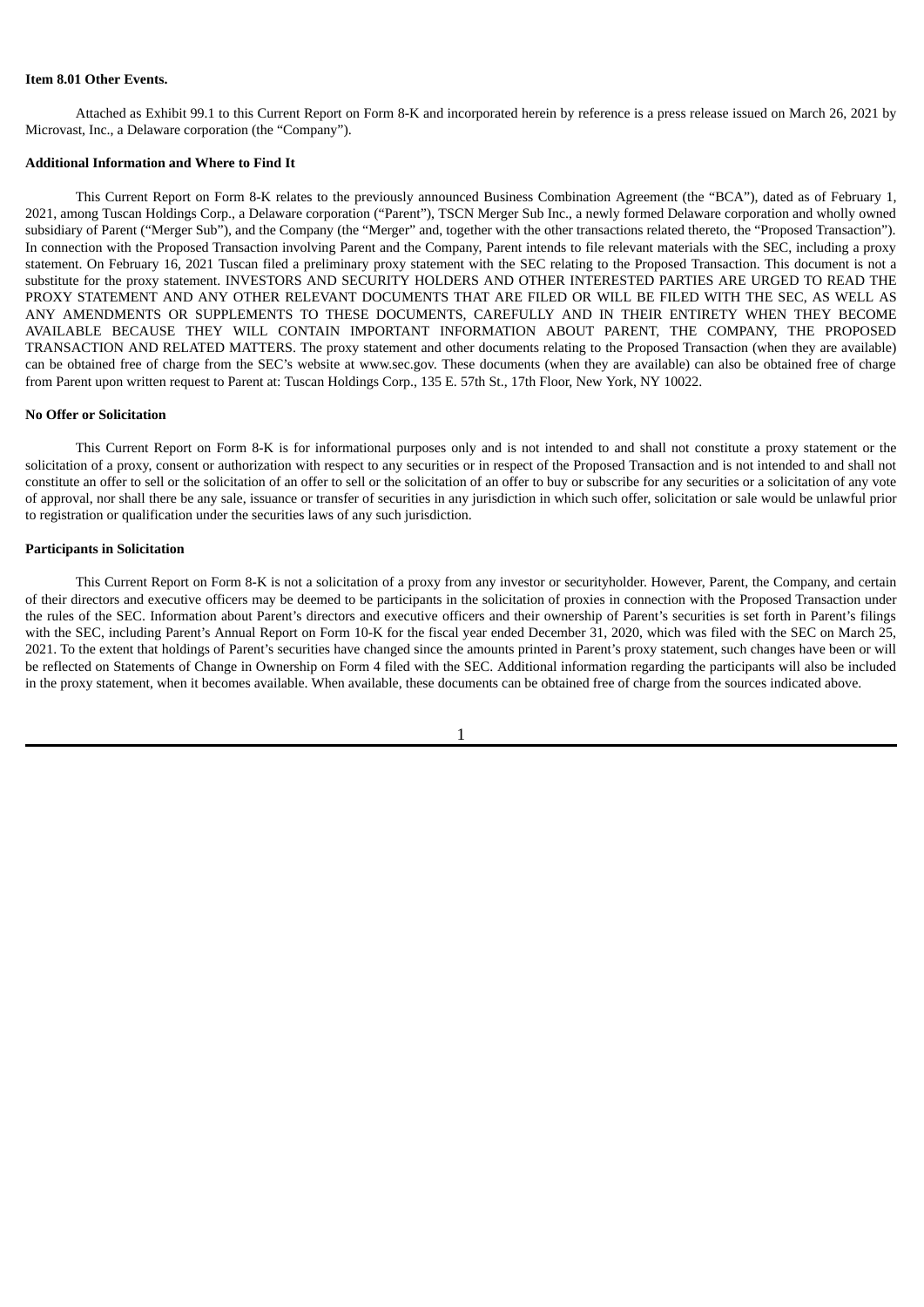**Item 8.01 Other Events.**

Attached as Exhibit 99.1 to this Current Report on Form 8-K and incorporated herein by reference is a press release issued on March 26, 2021 by Microvast, Inc., a Delaware corporation (the "Company").

**Additional Information and Where to Find It**

This Current Report on Form 8-K relates to the previously announced Business Combination Agreement (the "BCA"), dated as of February 1, 2021, among Tuscan Holdings Corp., a Delaware corporation ("Parent"), TSCN Merger Sub Inc., a newly formed Delaware corporation and wholly owned subsidiary of Parent ("Merger Sub"), and the Company (the "Merger" and, together with the other transactions related thereto, the "Proposed Transaction"). In connection with the Proposed Transaction involving Parent and the Company, Parent intends to file relevant materials with the SEC, including a proxy statement. On February 16, 2021 Tuscan filed a preliminary proxy statement with the SEC relating to the Proposed Transaction. This document is not a substitute for the proxy statement. INVESTORS AND SECURITY HOLDERS AND OTHER INTERESTED PARTIES ARE URGED TO READ THE PROXY STATEMENT AND ANY OTHER RELEVANT DOCUMENTS THAT ARE FILED OR WILL BE FILED WITH THE SEC, AS WELL AS ANY AMENDMENTS OR SUPPLEMENTS TO THESE DOCUMENTS, CAREFULLY AND IN THEIR ENTIRETY WHEN THEY BECOME AVAILABLE BECAUSE THEY WILL CONTAIN IMPORTANT INFORMATION ABOUT PARENT, THE COMPANY, THE PROPOSED TRANSACTION AND RELATED MATTERS. The proxy statement and other documents relating to the Proposed Transaction (when they are available) can be obtained free of charge from the SEC's website at www.sec.gov. These documents (when they are available) can also be obtained free of charge from Parent upon written request to Parent at: Tuscan Holdings Corp., 135 E. 57th St., 17th Floor, New York, NY 10022.

**No Offer or Solicitation**

This Current Report on Form 8-K is for informational purposes only and is not intended to and shall not constitute a proxy statement or the solicitation of a proxy, consent or authorization with respect to any securities or in respect of the Proposed Transaction and is not intended to and shall not constitute an offer to sell or the solicitation of an offer to sell or the solicitation of an offer to buy or subscribe for any securities or a solicitation of any vote of approval, nor shall there be any sale, issuance or transfer of securities in any jurisdiction in which such offer, solicitation or sale would be unlawful prior to registration or qualification under the securities laws of any such jurisdiction.

**Participants in Solicitation**

This Current Report on Form 8-K is not a solicitation of a proxy from any investor or securityholder. However, Parent, the Company, and certain of their directors and executive officers may be deemed to be participants in the solicitation of proxies in connection with the Proposed Transaction under the rules of the SEC. Information about Parent's directors and executive officers and their ownership of Parent's securities is set forth in Parent's filings with the SEC, including Parent's Annual Report on Form 10-K for the fiscal year ended December 31, 2020, which was filed with the SEC on March 25, 2021. To the extent that holdings of Parent's securities have changed since the amounts printed in Parent's proxy statement, such changes have been or will be reflected on Statements of Change in Ownership on Form 4 filed with the SEC. Additional information regarding the participants will also be included in the proxy statement, when it becomes available. When available, these documents can be obtained free of charge from the sources indicated above.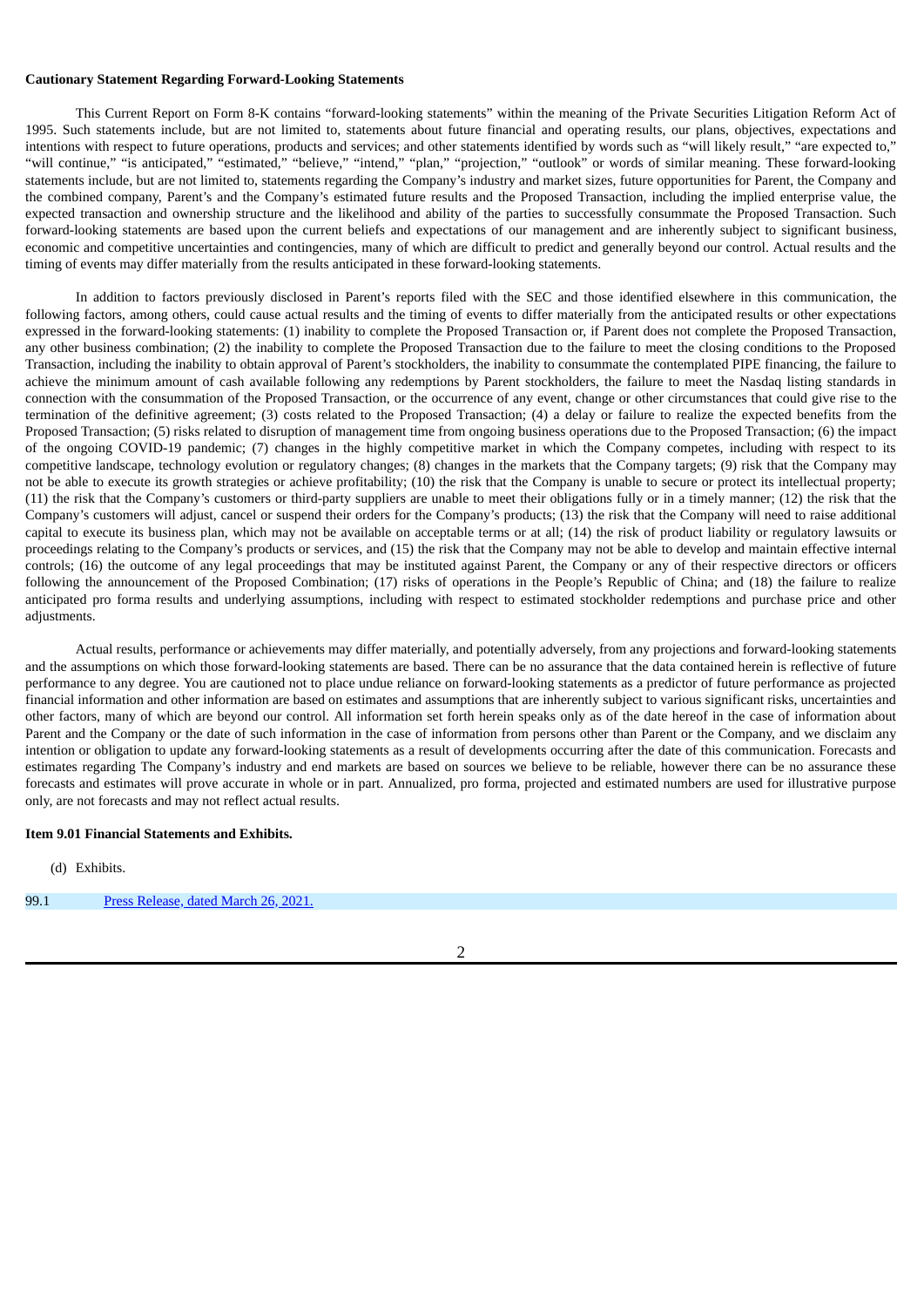**Cautionary Statement Regarding Forward-Looking Statements**

This Current Report on Form 8-K contains "forward-looking statements" within the meaning of the Private Securities Litigation Reform Act of 1995. Such statements include, but are not limited to, statements about future financial and operating results, our plans, objectives, expectations and intentions with respect to future operations, products and services; and other statements identified by words such as "will likely result," "are expected to," "will continue," "is anticipated," "estimated," "believe," "intend," "plan," "projection," "outlook" or words of similar meaning. These forward-looking statements include, but are not limited to, statements regarding the Company's industry and market sizes, future opportunities for Parent, the Company and the combined company, Parent's and the Company's estimated future results and the Proposed Transaction, including the implied enterprise value, the expected transaction and ownership structure and the likelihood and ability of the parties to successfully consummate the Proposed Transaction. Such forward-looking statements are based upon the current beliefs and expectations of our management and are inherently subject to significant business, economic and competitive uncertainties and contingencies, many of which are difficult to predict and generally beyond our control. Actual results and the timing of events may differ materially from the results anticipated in these forward-looking statements.

In addition to factors previously disclosed in Parent's reports filed with the SEC and those identified elsewhere in this communication, the following factors, among others, could cause actual results and the timing of events to differ materially from the anticipated results or other expectations expressed in the forward-looking statements: (1) inability to complete the Proposed Transaction or, if Parent does not complete the Proposed Transaction, any other business combination; (2) the inability to complete the Proposed Transaction due to the failure to meet the closing conditions to the Proposed Transaction, including the inability to obtain approval of Parent's stockholders, the inability to consummate the contemplated PIPE financing, the failure to achieve the minimum amount of cash available following any redemptions by Parent stockholders, the failure to meet the Nasdaq listing standards in connection with the consummation of the Proposed Transaction, or the occurrence of any event, change or other circumstances that could give rise to the termination of the definitive agreement; (3) costs related to the Proposed Transaction; (4) a delay or failure to realize the expected benefits from the Proposed Transaction; (5) risks related to disruption of management time from ongoing business operations due to the Proposed Transaction; (6) the impact of the ongoing COVID-19 pandemic; (7) changes in the highly competitive market in which the Company competes, including with respect to its competitive landscape, technology evolution or regulatory changes; (8) changes in the markets that the Company targets; (9) risk that the Company may not be able to execute its growth strategies or achieve profitability; (10) the risk that the Company is unable to secure or protect its intellectual property; (11) the risk that the Company's customers or third-party suppliers are unable to meet their obligations fully or in a timely manner; (12) the risk that the Company's customers will adjust, cancel or suspend their orders for the Company's products; (13) the risk that the Company will need to raise additional capital to execute its business plan, which may not be available on acceptable terms or at all; (14) the risk of product liability or regulatory lawsuits or proceedings relating to the Company's products or services, and (15) the risk that the Company may not be able to develop and maintain effective internal controls; (16) the outcome of any legal proceedings that may be instituted against Parent, the Company or any of their respective directors or officers following the announcement of the Proposed Combination; (17) risks of operations in the People's Republic of China; and (18) the failure to realize anticipated pro forma results and underlying assumptions, including with respect to estimated stockholder redemptions and purchase price and other adjustments.

Actual results, performance or achievements may differ materially, and potentially adversely, from any projections and forward-looking statements and the assumptions on which those forward-looking statements are based. There can be no assurance that the data contained herein is reflective of future performance to any degree. You are cautioned not to place undue reliance on forward-looking statements as a predictor of future performance as projected financial information and other information are based on estimates and assumptions that are inherently subject to various significant risks, uncertainties and other factors, many of which are beyond our control. All information set forth herein speaks only as of the date hereof in the case of information about Parent and the Company or the date of such information in the case of information from persons other than Parent or the Company, and we disclaim any intention or obligation to update any forward-looking statements as a result of developments occurring after the date of this communication. Forecasts and estimates regarding The Company's industry and end markets are based on sources we believe to be reliable, however there can be no assurance these forecasts and estimates will prove accurate in whole or in part. Annualized, pro forma, projected and estimated numbers are used for illustrative purpose only, are not forecasts and may not reflect actual results.

**Item 9.01 Financial Statements and Exhibits.**

(d) Exhibits.

| | |
|---|---|
| 99.1 | Press Release, dated March 26, 2021. |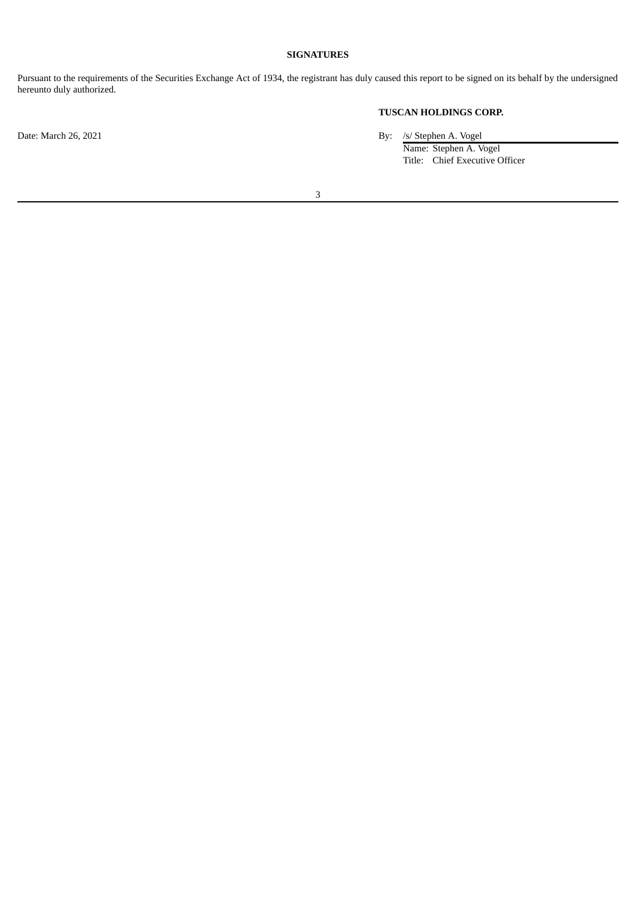**SIGNATURES**

Pursuant to the requirements of the Securities Exchange Act of 1934, the registrant has duly caused this report to be signed on its behalf by the undersigned hereunto duly authorized.

**TUSCAN HOLDINGS CORP.**

Date: March 26, 2021

By: /s/ Stephen A. Vogel
Name: Stephen A. Vogel
Title: Chief Executive Officer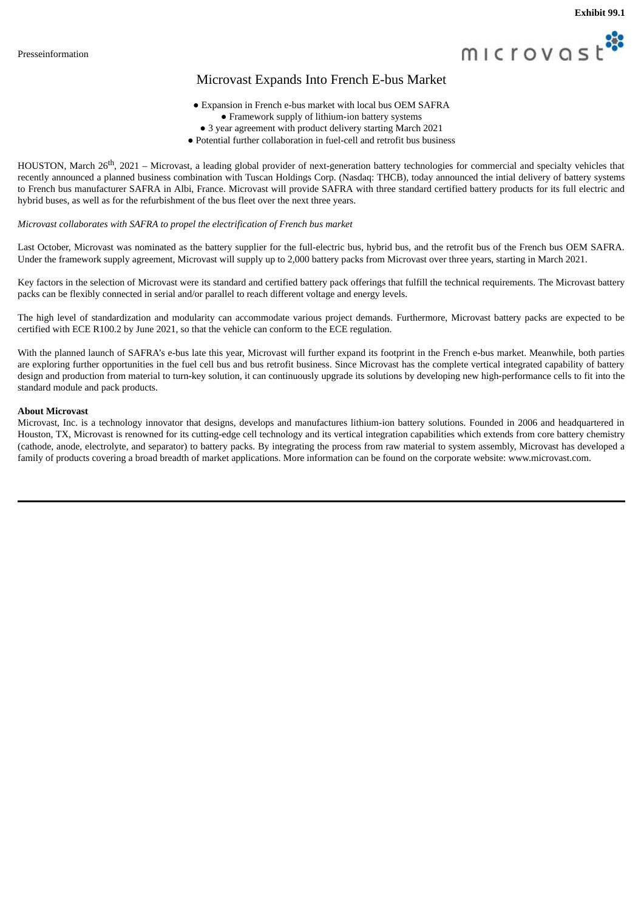**Exhibit 99.1**

Presseinformation

# Microvast Expands Into French E-bus Market

- Expansion in French e-bus market with local bus OEM SAFRA
- Framework supply of lithium-ion battery systems
- 3 year agreement with product delivery starting March 2021
- Potential further collaboration in fuel-cell and retrofit bus business

HOUSTON, March 26th, 2021 – Microvast, a leading global provider of next-generation battery technologies for commercial and specialty vehicles that recently announced a planned business combination with Tuscan Holdings Corp. (Nasdaq: THCB), today announced the intial delivery of battery systems to French bus manufacturer SAFRA in Albi, France. Microvast will provide SAFRA with three standard certified battery products for its full electric and hybrid buses, as well as for the refurbishment of the bus fleet over the next three years.

*Microvast collaborates with SAFRA to propel the electrification of French bus market*

Last October, Microvast was nominated as the battery supplier for the full-electric bus, hybrid bus, and the retrofit bus of the French bus OEM SAFRA. Under the framework supply agreement, Microvast will supply up to 2,000 battery packs from Microvast over three years, starting in March 2021.

Key factors in the selection of Microvast were its standard and certified battery pack offerings that fulfill the technical requirements. The Microvast battery packs can be flexibly connected in serial and/or parallel to reach different voltage and energy levels.

The high level of standardization and modularity can accommodate various project demands. Furthermore, Microvast battery packs are expected to be certified with ECE R100.2 by June 2021, so that the vehicle can conform to the ECE regulation.

With the planned launch of SAFRA's e-bus late this year, Microvast will further expand its footprint in the French e-bus market. Meanwhile, both parties are exploring further opportunities in the fuel cell bus and bus retrofit business. Since Microvast has the complete vertical integrated capability of battery design and production from material to turn-key solution, it can continuously upgrade its solutions by developing new high-performance cells to fit into the standard module and pack products.

**About Microvast**

Microvast, Inc. is a technology innovator that designs, develops and manufactures lithium-ion battery solutions. Founded in 2006 and headquartered in Houston, TX, Microvast is renowned for its cutting-edge cell technology and its vertical integration capabilities which extends from core battery chemistry (cathode, anode, electrolyte, and separator) to battery packs. By integrating the process from raw material to system assembly, Microvast has developed a family of products covering a broad breadth of market applications. More information can be found on the corporate website: www.microvast.com.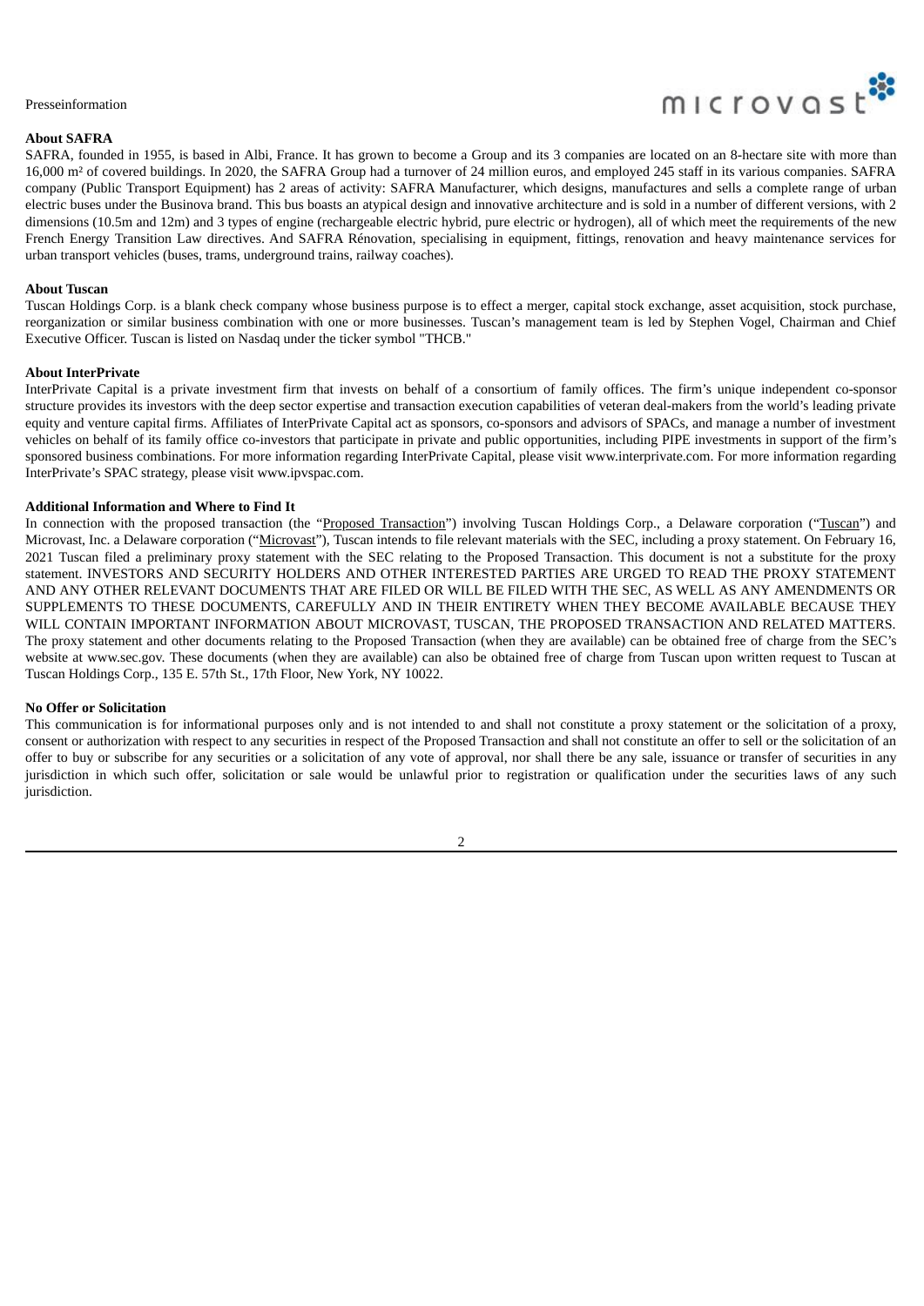**About SAFRA**

SAFRA, founded in 1955, is based in Albi, France. It has grown to become a Group and its 3 companies are located on an 8-hectare site with more than 16,000 m² of covered buildings. In 2020, the SAFRA Group had a turnover of 24 million euros, and employed 245 staff in its various companies. SAFRA company (Public Transport Equipment) has 2 areas of activity: SAFRA Manufacturer, which designs, manufactures and sells a complete range of urban electric buses under the Businova brand. This bus boasts an atypical design and innovative architecture and is sold in a number of different versions, with 2 dimensions (10.5m and 12m) and 3 types of engine (rechargeable electric hybrid, pure electric or hydrogen), all of which meet the requirements of the new French Energy Transition Law directives. And SAFRA Rénovation, specialising in equipment, fittings, renovation and heavy maintenance services for urban transport vehicles (buses, trams, underground trains, railway coaches).

**About Tuscan**

Tuscan Holdings Corp. is a blank check company whose business purpose is to effect a merger, capital stock exchange, asset acquisition, stock purchase, reorganization or similar business combination with one or more businesses. Tuscan's management team is led by Stephen Vogel, Chairman and Chief Executive Officer. Tuscan is listed on Nasdaq under the ticker symbol "THCB."

**About InterPrivate**

InterPrivate Capital is a private investment firm that invests on behalf of a consortium of family offices. The firm's unique independent co-sponsor structure provides its investors with the deep sector expertise and transaction execution capabilities of veteran deal-makers from the world's leading private equity and venture capital firms. Affiliates of InterPrivate Capital act as sponsors, co-sponsors and advisors of SPACs, and manage a number of investment vehicles on behalf of its family office co-investors that participate in private and public opportunities, including PIPE investments in support of the firm's sponsored business combinations. For more information regarding InterPrivate Capital, please visit www.interprivate.com. For more information regarding InterPrivate's SPAC strategy, please visit www.ipvspac.com.

**Additional Information and Where to Find It**

In connection with the proposed transaction (the "Proposed Transaction") involving Tuscan Holdings Corp., a Delaware corporation ("Tuscan") and Microvast, Inc. a Delaware corporation ("Microvast"), Tuscan intends to file relevant materials with the SEC, including a proxy statement. On February 16, 2021 Tuscan filed a preliminary proxy statement with the SEC relating to the Proposed Transaction. This document is not a substitute for the proxy statement. INVESTORS AND SECURITY HOLDERS AND OTHER INTERESTED PARTIES ARE URGED TO READ THE PROXY STATEMENT AND ANY OTHER RELEVANT DOCUMENTS THAT ARE FILED OR WILL BE FILED WITH THE SEC, AS WELL AS ANY AMENDMENTS OR SUPPLEMENTS TO THESE DOCUMENTS, CAREFULLY AND IN THEIR ENTIRETY WHEN THEY BECOME AVAILABLE BECAUSE THEY WILL CONTAIN IMPORTANT INFORMATION ABOUT MICROVAST, TUSCAN, THE PROPOSED TRANSACTION AND RELATED MATTERS. The proxy statement and other documents relating to the Proposed Transaction (when they are available) can be obtained free of charge from the SEC's website at www.sec.gov. These documents (when they are available) can also be obtained free of charge from Tuscan upon written request to Tuscan at Tuscan Holdings Corp., 135 E. 57th St., 17th Floor, New York, NY 10022.

**No Offer or Solicitation**

This communication is for informational purposes only and is not intended to and shall not constitute a proxy statement or the solicitation of a proxy, consent or authorization with respect to any securities in respect of the Proposed Transaction and shall not constitute an offer to sell or the solicitation of an offer to buy or subscribe for any securities or a solicitation of any vote of approval, nor shall there be any sale, issuance or transfer of securities in any jurisdiction in which such offer, solicitation or sale would be unlawful prior to registration or qualification under the securities laws of any such jurisdiction.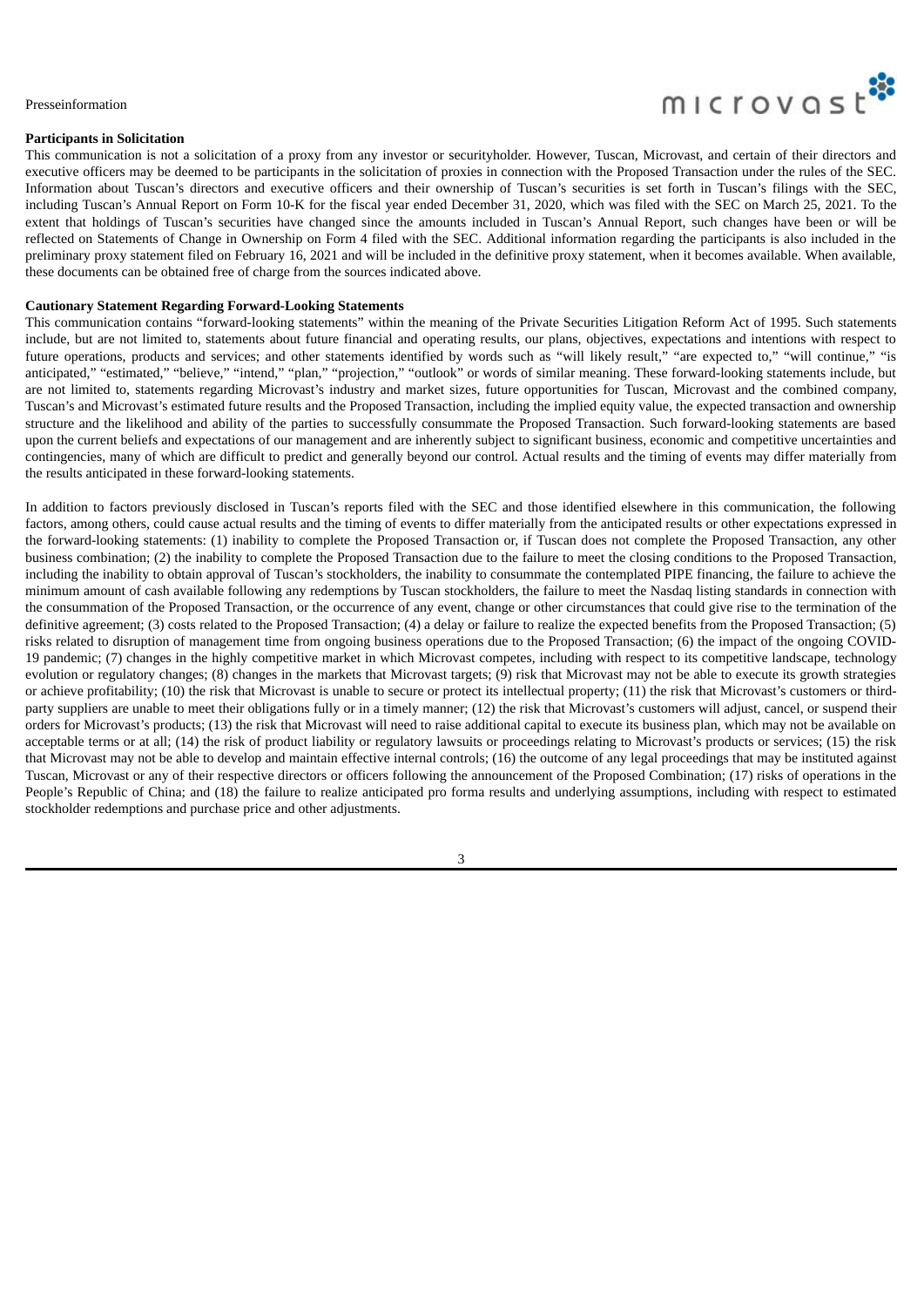**Participants in Solicitation**

This communication is not a solicitation of a proxy from any investor or securityholder. However, Tuscan, Microvast, and certain of their directors and executive officers may be deemed to be participants in the solicitation of proxies in connection with the Proposed Transaction under the rules of the SEC. Information about Tuscan's directors and executive officers and their ownership of Tuscan's securities is set forth in Tuscan's filings with the SEC, including Tuscan's Annual Report on Form 10-K for the fiscal year ended December 31, 2020, which was filed with the SEC on March 25, 2021. To the extent that holdings of Tuscan's securities have changed since the amounts included in Tuscan's Annual Report, such changes have been or will be reflected on Statements of Change in Ownership on Form 4 filed with the SEC. Additional information regarding the participants is also included in the preliminary proxy statement filed on February 16, 2021 and will be included in the definitive proxy statement, when it becomes available. When available, these documents can be obtained free of charge from the sources indicated above.

**Cautionary Statement Regarding Forward-Looking Statements**

This communication contains "forward-looking statements" within the meaning of the Private Securities Litigation Reform Act of 1995. Such statements include, but are not limited to, statements about future financial and operating results, our plans, objectives, expectations and intentions with respect to future operations, products and services; and other statements identified by words such as "will likely result," "are expected to," "will continue," "is anticipated," "estimated," "believe," "intend," "plan," "projection," "outlook" or words of similar meaning. These forward-looking statements include, but are not limited to, statements regarding Microvast's industry and market sizes, future opportunities for Tuscan, Microvast and the combined company, Tuscan's and Microvast's estimated future results and the Proposed Transaction, including the implied equity value, the expected transaction and ownership structure and the likelihood and ability of the parties to successfully consummate the Proposed Transaction. Such forward-looking statements are based upon the current beliefs and expectations of our management and are inherently subject to significant business, economic and competitive uncertainties and contingencies, many of which are difficult to predict and generally beyond our control. Actual results and the timing of events may differ materially from the results anticipated in these forward-looking statements.

In addition to factors previously disclosed in Tuscan's reports filed with the SEC and those identified elsewhere in this communication, the following factors, among others, could cause actual results and the timing of events to differ materially from the anticipated results or other expectations expressed in the forward-looking statements: (1) inability to complete the Proposed Transaction or, if Tuscan does not complete the Proposed Transaction, any other business combination; (2) the inability to complete the Proposed Transaction due to the failure to meet the closing conditions to the Proposed Transaction, including the inability to obtain approval of Tuscan's stockholders, the inability to consummate the contemplated PIPE financing, the failure to achieve the minimum amount of cash available following any redemptions by Tuscan stockholders, the failure to meet the Nasdaq listing standards in connection with the consummation of the Proposed Transaction, or the occurrence of any event, change or other circumstances that could give rise to the termination of the definitive agreement; (3) costs related to the Proposed Transaction; (4) a delay or failure to realize the expected benefits from the Proposed Transaction; (5) risks related to disruption of management time from ongoing business operations due to the Proposed Transaction; (6) the impact of the ongoing COVID-19 pandemic; (7) changes in the highly competitive market in which Microvast competes, including with respect to its competitive landscape, technology evolution or regulatory changes; (8) changes in the markets that Microvast targets; (9) risk that Microvast may not be able to execute its growth strategies or achieve profitability; (10) the risk that Microvast is unable to secure or protect its intellectual property; (11) the risk that Microvast's customers or third-party suppliers are unable to meet their obligations fully or in a timely manner; (12) the risk that Microvast's customers will adjust, cancel, or suspend their orders for Microvast's products; (13) the risk that Microvast will need to raise additional capital to execute its business plan, which may not be available on acceptable terms or at all; (14) the risk of product liability or regulatory lawsuits or proceedings relating to Microvast's products or services; (15) the risk that Microvast may not be able to develop and maintain effective internal controls; (16) the outcome of any legal proceedings that may be instituted against Tuscan, Microvast or any of their respective directors or officers following the announcement of the Proposed Combination; (17) risks of operations in the People's Republic of China; and (18) the failure to realize anticipated pro forma results and underlying assumptions, including with respect to estimated stockholder redemptions and purchase price and other adjustments.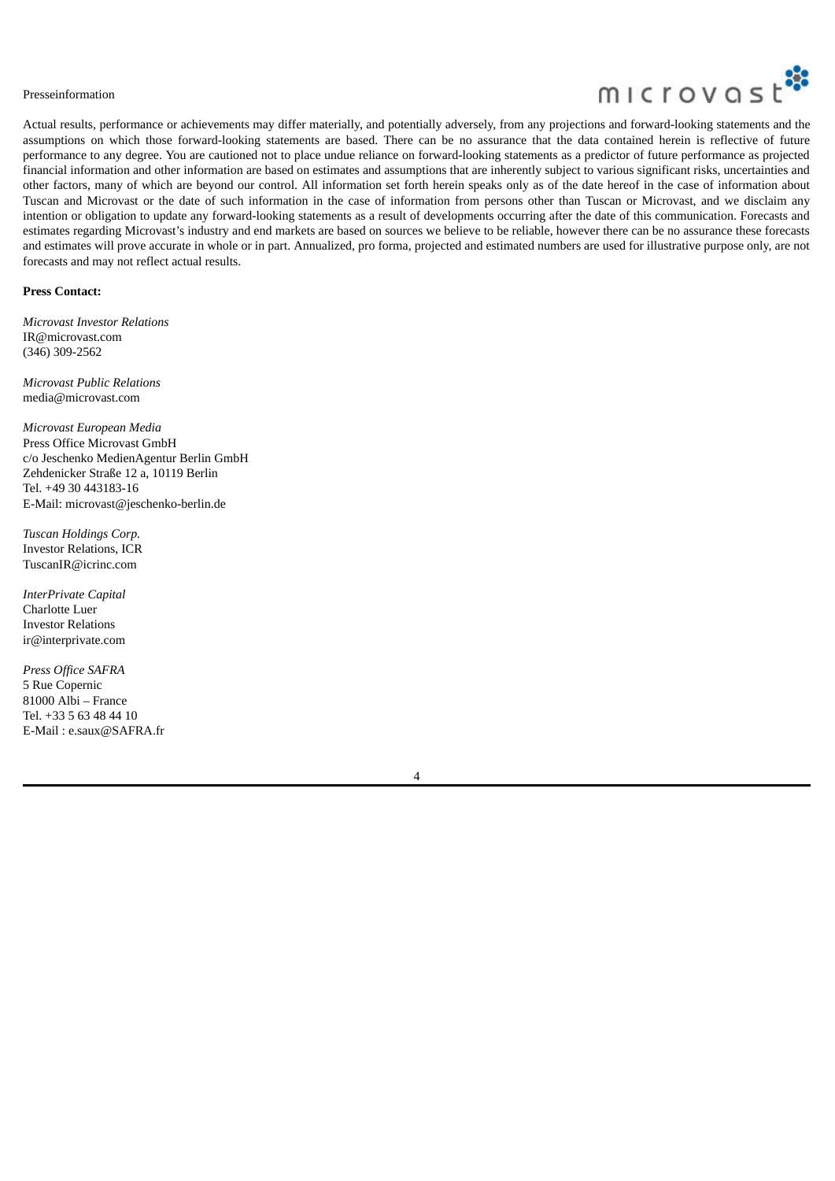Actual results, performance or achievements may differ materially, and potentially adversely, from any projections and forward-looking statements and the assumptions on which those forward-looking statements are based. There can be no assurance that the data contained herein is reflective of future performance to any degree. You are cautioned not to place undue reliance on forward-looking statements as a predictor of future performance as projected financial information and other information are based on estimates and assumptions that are inherently subject to various significant risks, uncertainties and other factors, many of which are beyond our control. All information set forth herein speaks only as of the date hereof in the case of information about Tuscan and Microvast or the date of such information in the case of information from persons other than Tuscan or Microvast, and we disclaim any intention or obligation to update any forward-looking statements as a result of developments occurring after the date of this communication. Forecasts and estimates regarding Microvast's industry and end markets are based on sources we believe to be reliable, however there can be no assurance these forecasts and estimates will prove accurate in whole or in part. Annualized, pro forma, projected and estimated numbers are used for illustrative purpose only, are not forecasts and may not reflect actual results.

**Press Contact:**

*Microvast Investor Relations*
IR@microvast.com
(346) 309-2562

*Microvast Public Relations*
media@microvast.com

*Microvast European Media*
Press Office Microvast GmbH
c/o Jeschenko MedienAgentur Berlin GmbH
Zehdenicker Straße 12 a, 10119 Berlin
Tel. +49 30 443183-16
E-Mail: microvast@jeschenko-berlin.de

*Tuscan Holdings Corp.*
Investor Relations, ICR
TuscanIR@icrinc.com

*InterPrivate Capital*
Charlotte Luer
Investor Relations
ir@interprivate.com

*Press Office SAFRA*
5 Rue Copernic
81000 Albi – France
Tel. +33 5 63 48 44 10
E-Mail : e.saux@SAFRA.fr